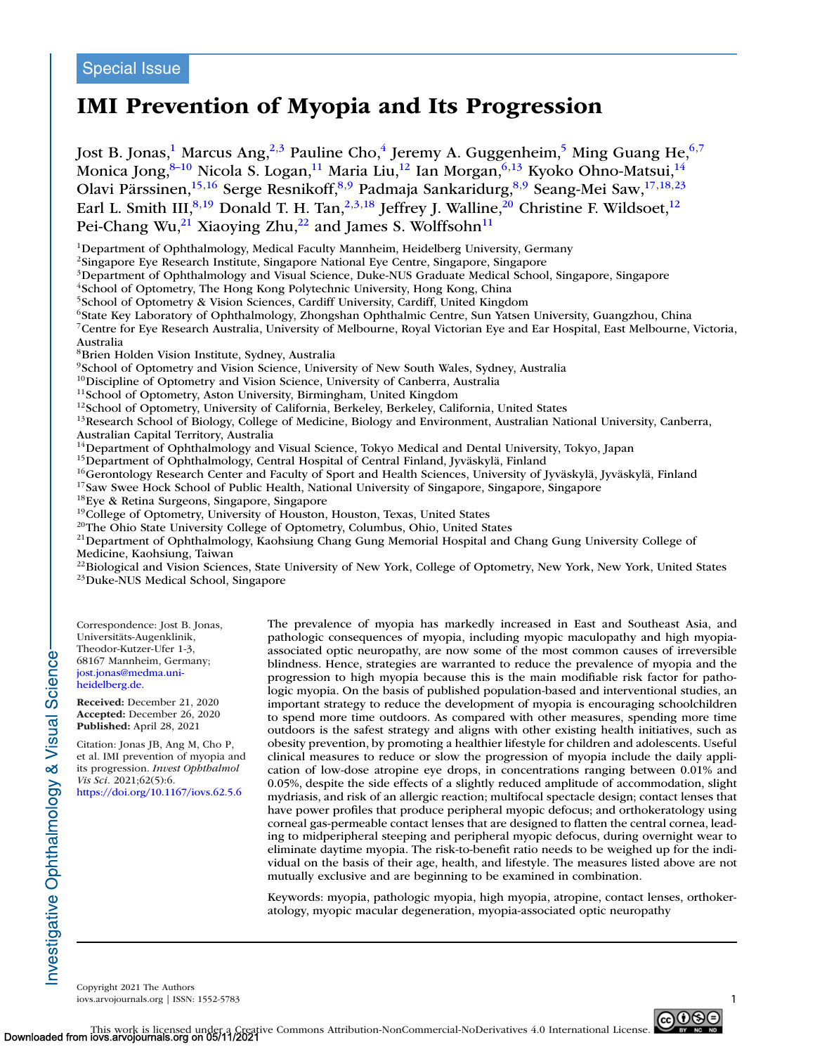Special Issue

# IMI Prevention of Myopia and Its Progression

Jost B. Jonas,[1] Marcus Ang,[2,3] Pauline Cho,[4] Jeremy A. Guggenheim,[5] Ming Guang He,[6,7] Monica Jong,[8–10] Nicola S. Logan,[11] Maria Liu,[12] Ian Morgan,[6,13] Kyoko Ohno-Matsui,[14] Olavi Pärssinen,[15,16] Serge Resnikoff,[8,9] Padmaja Sankaridurg,[8,9] Seang-Mei Saw,[17,18,23] Earl L. Smith III,[8,19] Donald T. H. Tan,[2,3,18] Jeffrey J. Walline,[20] Christine F. Wildsoet,[12] Pei-Chang Wu,[21] Xiaoying Zhu,[22] and James S. Wolffsohn[11]

[1]Department of Ophthalmology, Medical Faculty Mannheim, Heidelberg University, Germany
[2]Singapore Eye Research Institute, Singapore National Eye Centre, Singapore, Singapore
[3]Department of Ophthalmology and Visual Science, Duke-NUS Graduate Medical School, Singapore, Singapore
[4]School of Optometry, The Hong Kong Polytechnic University, Hong Kong, China
[5]School of Optometry & Vision Sciences, Cardiff University, Cardiff, United Kingdom
[6]State Key Laboratory of Ophthalmology, Zhongshan Ophthalmic Centre, Sun Yatsen University, Guangzhou, China
[7]Centre for Eye Research Australia, University of Melbourne, Royal Victorian Eye and Ear Hospital, East Melbourne, Victoria, Australia
[8]Brien Holden Vision Institute, Sydney, Australia
[9]School of Optometry and Vision Science, University of New South Wales, Sydney, Australia
[10]Discipline of Optometry and Vision Science, University of Canberra, Australia
[11]School of Optometry, Aston University, Birmingham, United Kingdom
[12]School of Optometry, University of California, Berkeley, Berkeley, California, United States
[13]Research School of Biology, College of Medicine, Biology and Environment, Australian National University, Canberra, Australian Capital Territory, Australia
[14]Department of Ophthalmology and Visual Science, Tokyo Medical and Dental University, Tokyo, Japan
[15]Department of Ophthalmology, Central Hospital of Central Finland, Jyväskylä, Finland
[16]Gerontology Research Center and Faculty of Sport and Health Sciences, University of Jyväskylä, Jyväskylä, Finland
[17]Saw Swee Hock School of Public Health, National University of Singapore, Singapore, Singapore
[18]Eye & Retina Surgeons, Singapore, Singapore
[19]College of Optometry, University of Houston, Houston, Texas, United States
[20]The Ohio State University College of Optometry, Columbus, Ohio, United States
[21]Department of Ophthalmology, Kaohsiung Chang Gung Memorial Hospital and Chang Gung University College of Medicine, Kaohsiung, Taiwan
[22]Biological and Vision Sciences, State University of New York, College of Optometry, New York, New York, United States
[23]Duke-NUS Medical School, Singapore

Correspondence: Jost B. Jonas, Universitäts-Augenklinik, Theodor-Kutzer-Ufer 1-3, 68167 Mannheim, Germany; jost.jonas@medma.uni-heidelberg.de.

**Received:** December 21, 2020
**Accepted:** December 26, 2020
**Published:** April 28, 2021

Citation: Jonas JB, Ang M, Cho P, et al. IMI prevention of myopia and its progression. *Invest Ophthalmol Vis Sci.* 2021;62(5):6. https://doi.org/10.1167/iovs.62.5.6

The prevalence of myopia has markedly increased in East and Southeast Asia, and pathologic consequences of myopia, including myopic maculopathy and high myopia-associated optic neuropathy, are now some of the most common causes of irreversible blindness. Hence, strategies are warranted to reduce the prevalence of myopia and the progression to high myopia because this is the main modifiable risk factor for pathologic myopia. On the basis of published population-based and interventional studies, an important strategy to reduce the development of myopia is encouraging schoolchildren to spend more time outdoors. As compared with other measures, spending more time outdoors is the safest strategy and aligns with other existing health initiatives, such as obesity prevention, by promoting a healthier lifestyle for children and adolescents. Useful clinical measures to reduce or slow the progression of myopia include the daily application of low-dose atropine eye drops, in concentrations ranging between 0.01% and 0.05%, despite the side effects of a slightly reduced amplitude of accommodation, slight mydriasis, and risk of an allergic reaction; multifocal spectacle design; contact lenses that have power profiles that produce peripheral myopic defocus; and orthokeratology using corneal gas-permeable contact lenses that are designed to flatten the central cornea, leading to midperipheral steeping and peripheral myopic defocus, during overnight wear to eliminate daytime myopia. The risk-to-benefit ratio needs to be weighed up for the individual on the basis of their age, health, and lifestyle. The measures listed above are not mutually exclusive and are beginning to be examined in combination.

Keywords: myopia, pathologic myopia, high myopia, atropine, contact lenses, orthokeratology, myopic macular degeneration, myopia-associated optic neuropathy

Copyright 2021 The Authors
iovs.arvojournals.org | ISSN: 1552-5783

This work is licensed under a Creative Commons Attribution-NonCommercial-NoDerivatives 4.0 International License.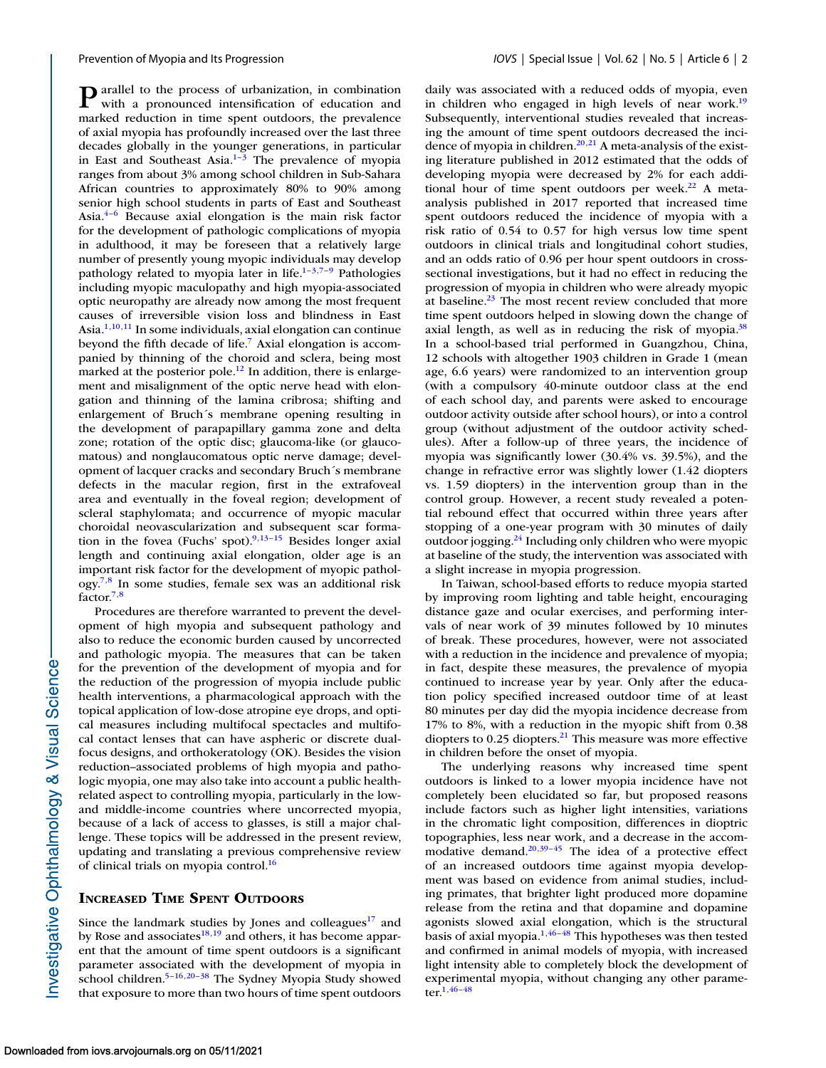Parallel to the process of urbanization, in combination with a pronounced intensification of education and marked reduction in time spent outdoors, the prevalence of axial myopia has profoundly increased over the last three decades globally in the younger generations, in particular in East and Southeast Asia.[1–3] The prevalence of myopia ranges from about 3% among school children in Sub-Sahara African countries to approximately 80% to 90% among senior high school students in parts of East and Southeast Asia.[4–6] Because axial elongation is the main risk factor for the development of pathologic complications of myopia in adulthood, it may be foreseen that a relatively large number of presently young myopic individuals may develop pathology related to myopia later in life.[1–3,7–9] Pathologies including myopic maculopathy and high myopia-associated optic neuropathy are already now among the most frequent causes of irreversible vision loss and blindness in East Asia.[1,10,11] In some individuals, axial elongation can continue beyond the fifth decade of life.[7] Axial elongation is accompanied by thinning of the choroid and sclera, being most marked at the posterior pole.[12] In addition, there is enlargement and misalignment of the optic nerve head with elongation and thinning of the lamina cribrosa; shifting and enlargement of Bruch´s membrane opening resulting in the development of parapapillary gamma zone and delta zone; rotation of the optic disc; glaucoma-like (or glaucomatous) and nonglaucomatous optic nerve damage; development of lacquer cracks and secondary Bruch´s membrane defects in the macular region, first in the extrafoveal area and eventually in the foveal region; development of scleral staphylomata; and occurrence of myopic macular choroidal neovascularization and subsequent scar formation in the fovea (Fuchs' spot).[9,13–15] Besides longer axial length and continuing axial elongation, older age is an important risk factor for the development of myopic pathology.[7,8] In some studies, female sex was an additional risk factor.[7,8]

Procedures are therefore warranted to prevent the development of high myopia and subsequent pathology and also to reduce the economic burden caused by uncorrected and pathologic myopia. The measures that can be taken for the prevention of the development of myopia and for the reduction of the progression of myopia include public health interventions, a pharmacological approach with the topical application of low-dose atropine eye drops, and optical measures including multifocal spectacles and multifocal contact lenses that can have aspheric or discrete dual-focus designs, and orthokeratology (OK). Besides the vision reduction–associated problems of high myopia and pathologic myopia, one may also take into account a public health-related aspect to controlling myopia, particularly in the low- and middle-income countries where uncorrected myopia, because of a lack of access to glasses, is still a major challenge. These topics will be addressed in the present review, updating and translating a previous comprehensive review of clinical trials on myopia control.[16]

## Increased Time Spent Outdoors

Since the landmark studies by Jones and colleagues[17] and by Rose and associates[18,19] and others, it has become apparent that the amount of time spent outdoors is a significant parameter associated with the development of myopia in school children.[5–16,20–38] The Sydney Myopia Study showed that exposure to more than two hours of time spent outdoors daily was associated with a reduced odds of myopia, even in children who engaged in high levels of near work.[19] Subsequently, interventional studies revealed that increasing the amount of time spent outdoors decreased the incidence of myopia in children.[20,21] A meta-analysis of the existing literature published in 2012 estimated that the odds of developing myopia were decreased by 2% for each additional hour of time spent outdoors per week.[22] A meta-analysis published in 2017 reported that increased time spent outdoors reduced the incidence of myopia with a risk ratio of 0.54 to 0.57 for high versus low time spent outdoors in clinical trials and longitudinal cohort studies, and an odds ratio of 0.96 per hour spent outdoors in cross-sectional investigations, but it had no effect in reducing the progression of myopia in children who were already myopic at baseline.[23] The most recent review concluded that more time spent outdoors helped in slowing down the change of axial length, as well as in reducing the risk of myopia.[38] In a school-based trial performed in Guangzhou, China, 12 schools with altogether 1903 children in Grade 1 (mean age, 6.6 years) were randomized to an intervention group (with a compulsory 40-minute outdoor class at the end of each school day, and parents were asked to encourage outdoor activity outside after school hours), or into a control group (without adjustment of the outdoor activity schedules). After a follow-up of three years, the incidence of myopia was significantly lower (30.4% vs. 39.5%), and the change in refractive error was slightly lower (1.42 diopters vs. 1.59 diopters) in the intervention group than in the control group. However, a recent study revealed a potential rebound effect that occurred within three years after stopping of a one-year program with 30 minutes of daily outdoor jogging.[24] Including only children who were myopic at baseline of the study, the intervention was associated with a slight increase in myopia progression.

In Taiwan, school-based efforts to reduce myopia started by improving room lighting and table height, encouraging distance gaze and ocular exercises, and performing intervals of near work of 39 minutes followed by 10 minutes of break. These procedures, however, were not associated with a reduction in the incidence and prevalence of myopia; in fact, despite these measures, the prevalence of myopia continued to increase year by year. Only after the education policy specified increased outdoor time of at least 80 minutes per day did the myopia incidence decrease from 17% to 8%, with a reduction in the myopic shift from 0.38 diopters to 0.25 diopters.[21] This measure was more effective in children before the onset of myopia.

The underlying reasons why increased time spent outdoors is linked to a lower myopia incidence have not completely been elucidated so far, but proposed reasons include factors such as higher light intensities, variations in the chromatic light composition, differences in dioptric topographies, less near work, and a decrease in the accommodative demand.[20,39–45] The idea of a protective effect of an increased outdoors time against myopia development was based on evidence from animal studies, including primates, that brighter light produced more dopamine release from the retina and that dopamine and dopamine agonists slowed axial elongation, which is the structural basis of axial myopia.[1,46–48] This hypotheses was then tested and confirmed in animal models of myopia, with increased light intensity able to completely block the development of experimental myopia, without changing any other parameter.[1,46–48]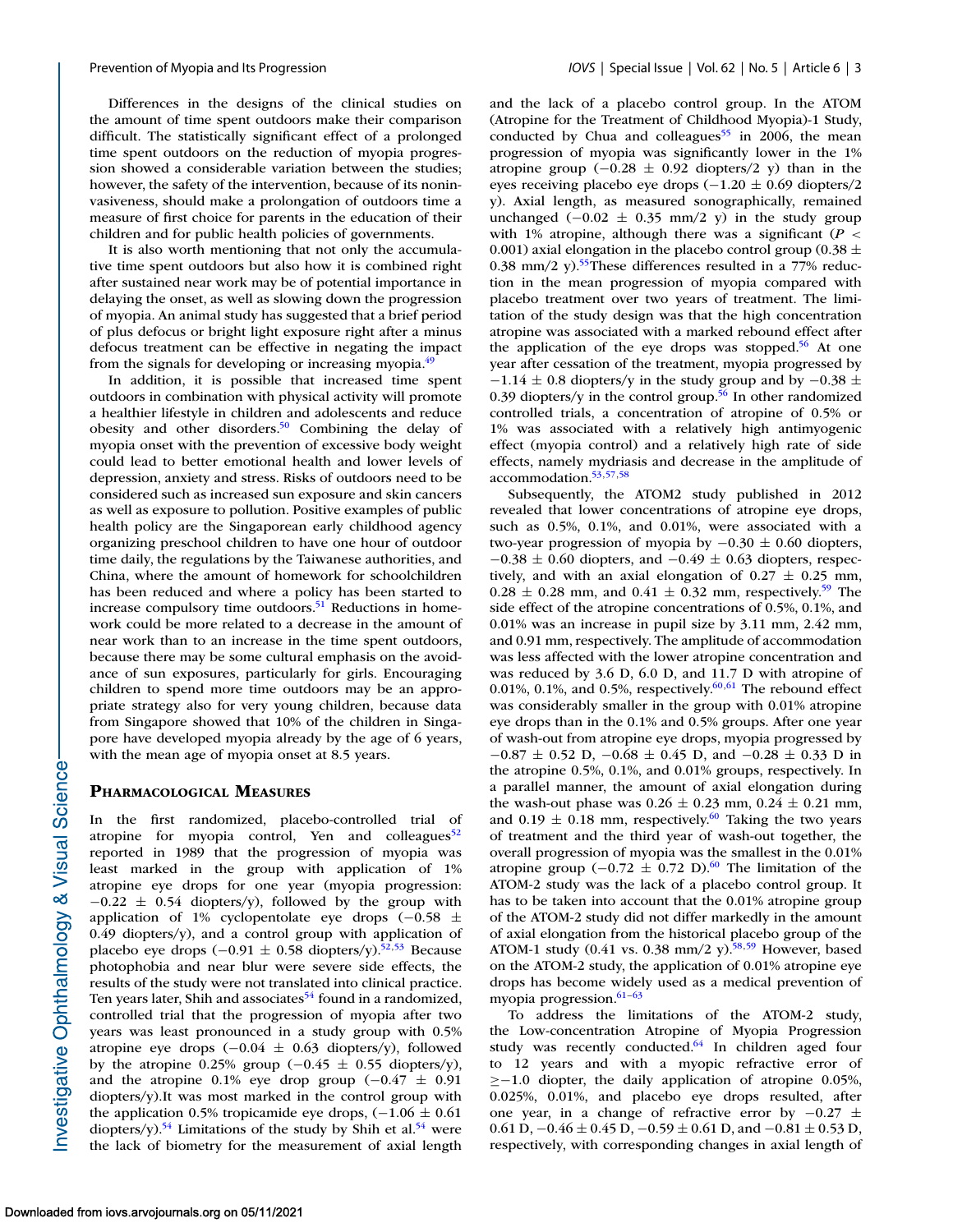Differences in the designs of the clinical studies on the amount of time spent outdoors make their comparison difficult. The statistically significant effect of a prolonged time spent outdoors on the reduction of myopia progression showed a considerable variation between the studies; however, the safety of the intervention, because of its noninvasiveness, should make a prolongation of outdoors time a measure of first choice for parents in the education of their children and for public health policies of governments.

It is also worth mentioning that not only the accumulative time spent outdoors but also how it is combined right after sustained near work may be of potential importance in delaying the onset, as well as slowing down the progression of myopia. An animal study has suggested that a brief period of plus defocus or bright light exposure right after a minus defocus treatment can be effective in negating the impact from the signals for developing or increasing myopia.[49]

In addition, it is possible that increased time spent outdoors in combination with physical activity will promote a healthier lifestyle in children and adolescents and reduce obesity and other disorders.[50] Combining the delay of myopia onset with the prevention of excessive body weight could lead to better emotional health and lower levels of depression, anxiety and stress. Risks of outdoors need to be considered such as increased sun exposure and skin cancers as well as exposure to pollution. Positive examples of public health policy are the Singaporean early childhood agency organizing preschool children to have one hour of outdoor time daily, the regulations by the Taiwanese authorities, and China, where the amount of homework for schoolchildren has been reduced and where a policy has been started to increase compulsory time outdoors.[51] Reductions in homework could be more related to a decrease in the amount of near work than to an increase in the time spent outdoors, because there may be some cultural emphasis on the avoidance of sun exposures, particularly for girls. Encouraging children to spend more time outdoors may be an appropriate strategy also for very young children, because data from Singapore showed that 10% of the children in Singapore have developed myopia already by the age of 6 years, with the mean age of myopia onset at 8.5 years.

## Pharmacological Measures

In the first randomized, placebo-controlled trial of atropine for myopia control, Yen and colleagues[52] reported in 1989 that the progression of myopia was least marked in the group with application of 1% atropine eye drops for one year (myopia progression: $-0.22 \pm 0.54$ diopters/y), followed by the group with application of 1% cyclopentolate eye drops ($-0.58 \pm 0.49$ diopters/y), and a control group with application of placebo eye drops ($-0.91 \pm 0.58$ diopters/y).[52,53] Because photophobia and near blur were severe side effects, the results of the study were not translated into clinical practice. Ten years later, Shih and associates[54] found in a randomized, controlled trial that the progression of myopia after two years was least pronounced in a study group with 0.5% atropine eye drops ($-0.04 \pm 0.63$ diopters/y), followed by the atropine 0.25% group ($-0.45 \pm 0.55$ diopters/y), and the atropine 0.1% eye drop group ($-0.47 \pm 0.91$ diopters/y).It was most marked in the control group with the application 0.5% tropicamide eye drops, ($-1.06 \pm 0.61$ diopters/y).[54] Limitations of the study by Shih et al.[54] were the lack of biometry for the measurement of axial length and the lack of a placebo control group. In the ATOM (Atropine for the Treatment of Childhood Myopia)-1 Study, conducted by Chua and colleagues[55] in 2006, the mean progression of myopia was significantly lower in the 1% atropine group ($-0.28 \pm 0.92$ diopters/2 y) than in the eyes receiving placebo eye drops ($-1.20 \pm 0.69$ diopters/2 y). Axial length, as measured sonographically, remained unchanged ($-0.02 \pm 0.35$ mm/2 y) in the study group with 1% atropine, although there was a significant ($P < 0.001$) axial elongation in the placebo control group ($0.38 \pm 0.38$ mm/2 y).[55]These differences resulted in a 77% reduction in the mean progression of myopia compared with placebo treatment over two years of treatment. The limitation of the study design was that the high concentration atropine was associated with a marked rebound effect after the application of the eye drops was stopped.[56] At one year after cessation of the treatment, myopia progressed by $-1.14 \pm 0.8$ diopters/y in the study group and by $-0.38 \pm 0.39$ diopters/y in the control group.[56] In other randomized controlled trials, a concentration of atropine of 0.5% or 1% was associated with a relatively high antimyogenic effect (myopia control) and a relatively high rate of side effects, namely mydriasis and decrease in the amplitude of accommodation.[53,57,58]

Subsequently, the ATOM2 study published in 2012 revealed that lower concentrations of atropine eye drops, such as 0.5%, 0.1%, and 0.01%, were associated with a two-year progression of myopia by $-0.30 \pm 0.60$ diopters, $-0.38 \pm 0.60$ diopters, and $-0.49 \pm 0.63$ diopters, respectively, and with an axial elongation of $0.27 \pm 0.25$ mm, $0.28 \pm 0.28$ mm, and $0.41 \pm 0.32$ mm, respectively.[59] The side effect of the atropine concentrations of 0.5%, 0.1%, and 0.01% was an increase in pupil size by 3.11 mm, 2.42 mm, and 0.91 mm, respectively. The amplitude of accommodation was less affected with the lower atropine concentration and was reduced by 3.6 D, 6.0 D, and 11.7 D with atropine of 0.01%, 0.1%, and 0.5%, respectively.[60,61] The rebound effect was considerably smaller in the group with 0.01% atropine eye drops than in the 0.1% and 0.5% groups. After one year of wash-out from atropine eye drops, myopia progressed by $-0.87 \pm 0.52$ D, $-0.68 \pm 0.45$ D, and $-0.28 \pm 0.33$ D in the atropine 0.5%, 0.1%, and 0.01% groups, respectively. In a parallel manner, the amount of axial elongation during the wash-out phase was $0.26 \pm 0.23$ mm, $0.24 \pm 0.21$ mm, and $0.19 \pm 0.18$ mm, respectively.[60] Taking the two years of treatment and the third year of wash-out together, the overall progression of myopia was the smallest in the 0.01% atropine group ($-0.72 \pm 0.72$ D).[60] The limitation of the ATOM-2 study was the lack of a placebo control group. It has to be taken into account that the 0.01% atropine group of the ATOM-2 study did not differ markedly in the amount of axial elongation from the historical placebo group of the ATOM-1 study (0.41 vs. 0.38 mm/2 y).[58,59] However, based on the ATOM-2 study, the application of 0.01% atropine eye drops has become widely used as a medical prevention of myopia progression.[61–63]

To address the limitations of the ATOM-2 study, the Low-concentration Atropine of Myopia Progression study was recently conducted.[64] In children aged four to 12 years and with a myopic refractive error of $\geq -1.0$ diopter, the daily application of atropine 0.05%, 0.025%, 0.01%, and placebo eye drops resulted, after one year, in a change of refractive error by $-0.27 \pm 0.61$ D, $-0.46 \pm 0.45$ D, $-0.59 \pm 0.61$ D, and $-0.81 \pm 0.53$ D, respectively, with corresponding changes in axial length of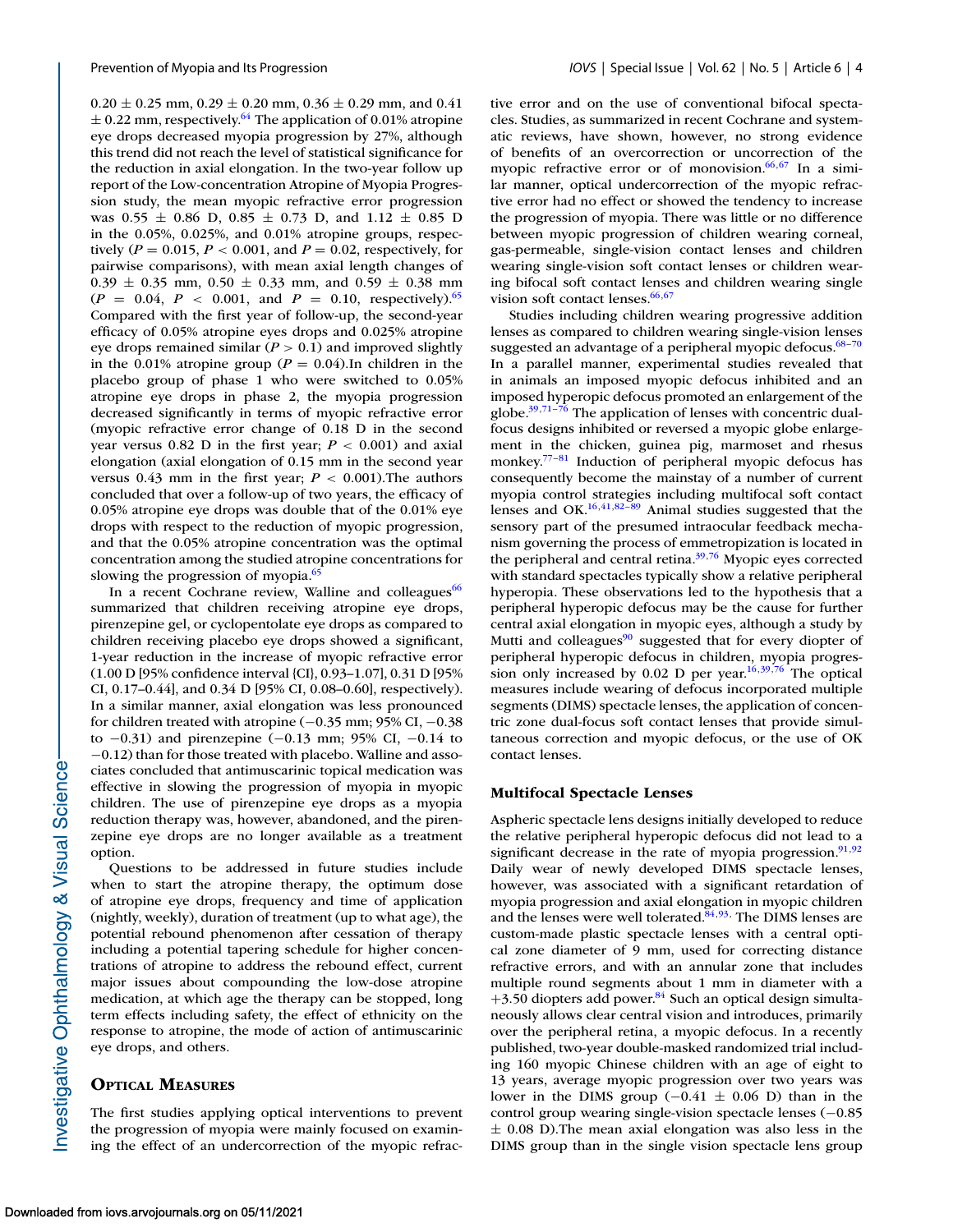0.20 ± 0.25 mm, 0.29 ± 0.20 mm, 0.36 ± 0.29 mm, and 0.41 ± 0.22 mm, respectively.[64] The application of 0.01% atropine eye drops decreased myopia progression by 27%, although this trend did not reach the level of statistical significance for the reduction in axial elongation. In the two-year follow up report of the Low-concentration Atropine of Myopia Progression study, the mean myopic refractive error progression was 0.55 ± 0.86 D, 0.85 ± 0.73 D, and 1.12 ± 0.85 D in the 0.05%, 0.025%, and 0.01% atropine groups, respectively ($P = 0.015$, $P < 0.001$, and $P = 0.02$, respectively, for pairwise comparisons), with mean axial length changes of 0.39 ± 0.35 mm, 0.50 ± 0.33 mm, and 0.59 ± 0.38 mm ($P = 0.04$, $P < 0.001$, and $P = 0.10$, respectively).[65] Compared with the first year of follow-up, the second-year efficacy of 0.05% atropine eyes drops and 0.025% atropine eye drops remained similar ($P > 0.1$) and improved slightly in the 0.01% atropine group ($P = 0.04$).In children in the placebo group of phase 1 who were switched to 0.05% atropine eye drops in phase 2, the myopia progression decreased significantly in terms of myopic refractive error (myopic refractive error change of 0.18 D in the second year versus 0.82 D in the first year; $P < 0.001$) and axial elongation (axial elongation of 0.15 mm in the second year versus 0.43 mm in the first year; $P < 0.001$).The authors concluded that over a follow-up of two years, the efficacy of 0.05% atropine eye drops was double that of the 0.01% eye drops with respect to the reduction of myopic progression, and that the 0.05% atropine concentration was the optimal concentration among the studied atropine concentrations for slowing the progression of myopia.[65]

In a recent Cochrane review, Walline and colleagues[66] summarized that children receiving atropine eye drops, pirenzepine gel, or cyclopentolate eye drops as compared to children receiving placebo eye drops showed a significant, 1-year reduction in the increase of myopic refractive error (1.00 D [95% confidence interval {CI}, 0.93–1.07], 0.31 D [95% CI, 0.17–0.44], and 0.34 D [95% CI, 0.08–0.60], respectively). In a similar manner, axial elongation was less pronounced for children treated with atropine (−0.35 mm; 95% CI, −0.38 to −0.31) and pirenzepine (−0.13 mm; 95% CI, −0.14 to −0.12) than for those treated with placebo. Walline and associates concluded that antimuscarinic topical medication was effective in slowing the progression of myopia in myopic children. The use of pirenzepine eye drops as a myopia reduction therapy was, however, abandoned, and the pirenzepine eye drops are no longer available as a treatment option.

Questions to be addressed in future studies include when to start the atropine therapy, the optimum dose of atropine eye drops, frequency and time of application (nightly, weekly), duration of treatment (up to what age), the potential rebound phenomenon after cessation of therapy including a potential tapering schedule for higher concentrations of atropine to address the rebound effect, current major issues about compounding the low-dose atropine medication, at which age the therapy can be stopped, long term effects including safety, the effect of ethnicity on the response to atropine, the mode of action of antimuscarinic eye drops, and others.

## Optical Measures

The first studies applying optical interventions to prevent the progression of myopia were mainly focused on examining the effect of an undercorrection of the myopic refractive error and on the use of conventional bifocal spectacles. Studies, as summarized in recent Cochrane and systematic reviews, have shown, however, no strong evidence of benefits of an overcorrection or uncorrection of the myopic refractive error or of monovision.[66,67] In a similar manner, optical undercorrection of the myopic refractive error had no effect or showed the tendency to increase the progression of myopia. There was little or no difference between myopic progression of children wearing corneal, gas-permeable, single-vision contact lenses and children wearing single-vision soft contact lenses or children wearing bifocal soft contact lenses and children wearing single vision soft contact lenses.[66,67]

Studies including children wearing progressive addition lenses as compared to children wearing single-vision lenses suggested an advantage of a peripheral myopic defocus.[68–70] In a parallel manner, experimental studies revealed that in animals an imposed myopic defocus inhibited and an imposed hyperopic defocus promoted an enlargement of the globe.[39,71–76] The application of lenses with concentric dual-focus designs inhibited or reversed a myopic globe enlargement in the chicken, guinea pig, marmoset and rhesus monkey.[77–81] Induction of peripheral myopic defocus has consequently become the mainstay of a number of current myopia control strategies including multifocal soft contact lenses and OK.[16,41,82–89] Animal studies suggested that the sensory part of the presumed intraocular feedback mechanism governing the process of emmetropization is located in the peripheral and central retina.[39,76] Myopic eyes corrected with standard spectacles typically show a relative peripheral hyperopia. These observations led to the hypothesis that a peripheral hyperopic defocus may be the cause for further central axial elongation in myopic eyes, although a study by Mutti and colleagues[90] suggested that for every diopter of peripheral hyperopic defocus in children, myopia progression only increased by 0.02 D per year.[16,39,76] The optical measures include wearing of defocus incorporated multiple segments (DIMS) spectacle lenses, the application of concentric zone dual-focus soft contact lenses that provide simultaneous correction and myopic defocus, or the use of OK contact lenses.

### Multifocal Spectacle Lenses

Aspheric spectacle lens designs initially developed to reduce the relative peripheral hyperopic defocus did not lead to a significant decrease in the rate of myopia progression.[91,92] Daily wear of newly developed DIMS spectacle lenses, however, was associated with a significant retardation of myopia progression and axial elongation in myopic children and the lenses were well tolerated.[84,93] The DIMS lenses are custom-made plastic spectacle lenses with a central optical zone diameter of 9 mm, used for correcting distance refractive errors, and with an annular zone that includes multiple round segments about 1 mm in diameter with a +3.50 diopters add power.[84] Such an optical design simultaneously allows clear central vision and introduces, primarily over the peripheral retina, a myopic defocus. In a recently published, two-year double-masked randomized trial including 160 myopic Chinese children with an age of eight to 13 years, average myopic progression over two years was lower in the DIMS group (−0.41 ± 0.06 D) than in the control group wearing single-vision spectacle lenses (−0.85 ± 0.08 D).The mean axial elongation was also less in the DIMS group than in the single vision spectacle lens group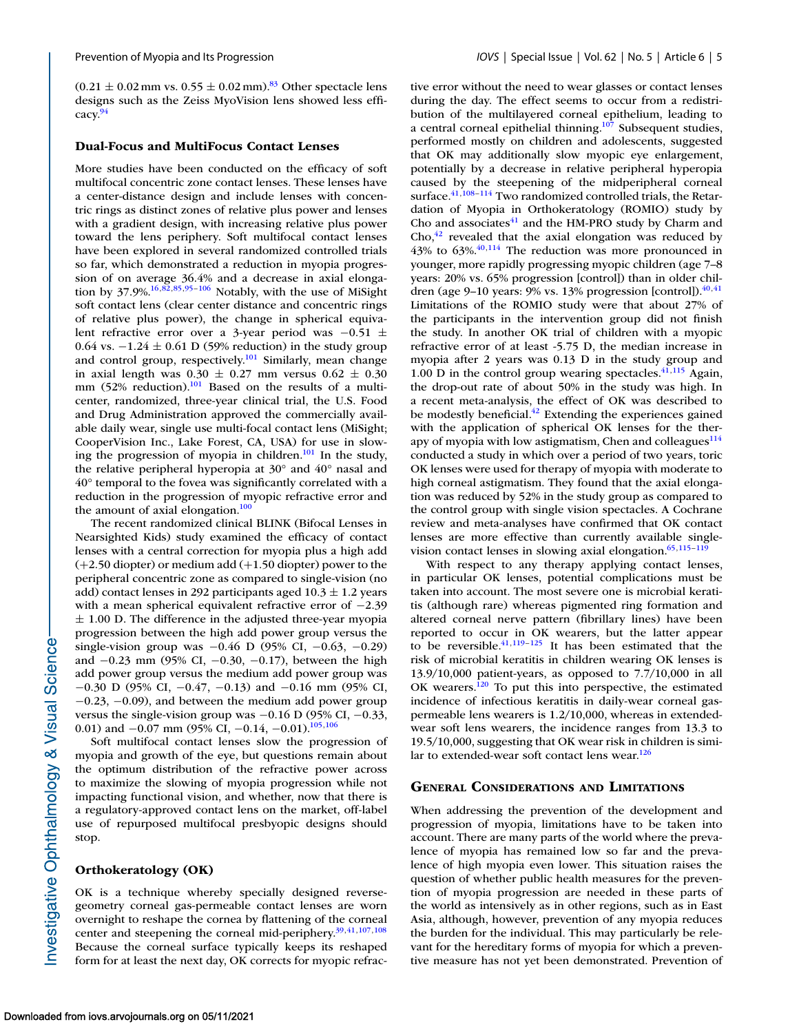(0.21 ± 0.02 mm vs. 0.55 ± 0.02 mm).[83] Other spectacle lens designs such as the Zeiss MyoVision lens showed less efficacy.[94]

### Dual-Focus and MultiFocus Contact Lenses

More studies have been conducted on the efficacy of soft multifocal concentric zone contact lenses. These lenses have a center-distance design and include lenses with concentric rings as distinct zones of relative plus power and lenses with a gradient design, with increasing relative plus power toward the lens periphery. Soft multifocal contact lenses have been explored in several randomized controlled trials so far, which demonstrated a reduction in myopia progression of on average 36.4% and a decrease in axial elongation by 37.9%.[16,82,85,95–106] Notably, with the use of MiSight soft contact lens (clear center distance and concentric rings of relative plus power), the change in spherical equivalent refractive error over a 3-year period was −0.51 ± 0.64 vs. −1.24 ± 0.61 D (59% reduction) in the study group and control group, respectively.[101] Similarly, mean change in axial length was 0.30 ± 0.27 mm versus 0.62 ± 0.30 mm (52% reduction).[101] Based on the results of a multicenter, randomized, three-year clinical trial, the U.S. Food and Drug Administration approved the commercially available daily wear, single use multi-focal contact lenses (MiSight; CooperVision Inc., Lake Forest, CA, USA) for use in slowing the progression of myopia in children.[101] In the study, the relative peripheral hyperopia at 30° and 40° nasal and 40° temporal to the fovea was significantly correlated with a reduction in the progression of myopic refractive error and the amount of axial elongation.[100]

The recent randomized clinical BLINK (Bifocal Lenses in Nearsighted Kids) study examined the efficacy of contact lenses with a central correction for myopia plus a high add (+2.50 diopter) or medium add (+1.50 diopter) power to the peripheral concentric zone as compared to single-vision (no add) contact lenses in 292 participants aged 10.3 ± 1.2 years with a mean spherical equivalent refractive error of −2.39 ± 1.00 D. The difference in the adjusted three-year myopia progression between the high add power group versus the single-vision group was −0.46 D (95% CI, −0.63, −0.29) and −0.23 mm (95% CI, −0.30, −0.17), between the high add power group versus the medium add power group was −0.30 D (95% CI, −0.47, −0.13) and −0.16 mm (95% CI, −0.23, −0.09), and between the medium add power group versus the single-vision group was −0.16 D (95% CI, −0.33, 0.01) and −0.07 mm (95% CI, −0.14, −0.01).[105,106]

Soft multifocal contact lenses slow the progression of myopia and growth of the eye, but questions remain about the optimum distribution of the refractive power across to maximize the slowing of myopia progression while not impacting functional vision, and whether, now that there is a regulatory-approved contact lens on the market, off-label use of repurposed multifocal presbyopic designs should stop.

### Orthokeratology (OK)

OK is a technique whereby specially designed reverse-geometry corneal gas-permeable contact lenses are worn overnight to reshape the cornea by flattening of the corneal center and steepening the corneal mid-periphery.[39,41,107,108] Because the corneal surface typically keeps its reshaped form for at least the next day, OK corrects for myopic refractive error without the need to wear glasses or contact lenses during the day. The effect seems to occur from a redistribution of the multilayered corneal epithelium, leading to a central corneal epithelial thinning.[107] Subsequent studies, performed mostly on children and adolescents, suggested that OK may additionally slow myopic eye enlargement, potentially by a decrease in relative peripheral hyperopia caused by the steepening of the midperipheral corneal surface.[41,108–114] Two randomized controlled trials, the Retardation of Myopia in Orthokeratology (ROMIO) study by Cho and associates[41] and the HM-PRO study by Charm and Cho,[42] revealed that the axial elongation was reduced by 43% to 63%.[40,114] The reduction was more pronounced in younger, more rapidly progressing myopic children (age 7–8 years: 20% vs. 65% progression [control]) than in older children (age 9–10 years: 9% vs. 13% progression [control]).[40,41] Limitations of the ROMIO study were that about 27% of the participants in the intervention group did not finish the study. In another OK trial of children with a myopic refractive error of at least -5.75 D, the median increase in myopia after 2 years was 0.13 D in the study group and 1.00 D in the control group wearing spectacles.[41,115] Again, the drop-out rate of about 50% in the study was high. In a recent meta-analysis, the effect of OK was described to be modestly beneficial.[42] Extending the experiences gained with the application of spherical OK lenses for the therapy of myopia with low astigmatism, Chen and colleagues[114] conducted a study in which over a period of two years, toric OK lenses were used for therapy of myopia with moderate to high corneal astigmatism. They found that the axial elongation was reduced by 52% in the study group as compared to the control group with single vision spectacles. A Cochrane review and meta-analyses have confirmed that OK contact lenses are more effective than currently available single-vision contact lenses in slowing axial elongation.[65,115–119]

With respect to any therapy applying contact lenses, in particular OK lenses, potential complications must be taken into account. The most severe one is microbial keratitis (although rare) whereas pigmented ring formation and altered corneal nerve pattern (fibrillary lines) have been reported to occur in OK wearers, but the latter appear to be reversible.[41,119–125] It has been estimated that the risk of microbial keratitis in children wearing OK lenses is 13.9/10,000 patient-years, as opposed to 7.7/10,000 in all OK wearers.[120] To put this into perspective, the estimated incidence of infectious keratitis in daily-wear corneal gas-permeable lens wearers is 1.2/10,000, whereas in extended-wear soft lens wearers, the incidence ranges from 13.3 to 19.5/10,000, suggesting that OK wear risk in children is similar to extended-wear soft contact lens wear.[126]

## General Considerations and Limitations

When addressing the prevention of the development and progression of myopia, limitations have to be taken into account. There are many parts of the world where the prevalence of myopia has remained low so far and the prevalence of high myopia even lower. This situation raises the question of whether public health measures for the prevention of myopia progression are needed in these parts of the world as intensively as in other regions, such as in East Asia, although, however, prevention of any myopia reduces the burden for the individual. This may particularly be relevant for the hereditary forms of myopia for which a preventive measure has not yet been demonstrated. Prevention of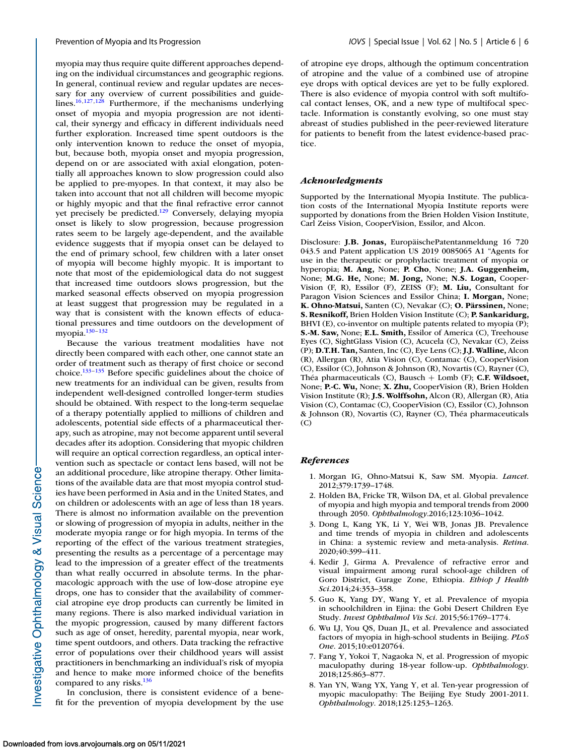myopia may thus require quite different approaches depending on the individual circumstances and geographic regions. In general, continual review and regular updates are necessary for any overview of current possibilities and guidelines.[16,127,128] Furthermore, if the mechanisms underlying onset of myopia and myopia progression are not identical, their synergy and efficacy in different individuals need further exploration. Increased time spent outdoors is the only intervention known to reduce the onset of myopia, but, because both, myopia onset and myopia progression, depend on or are associated with axial elongation, potentially all approaches known to slow progression could also be applied to pre-myopes. In that context, it may also be taken into account that not all children will become myopic or highly myopic and that the final refractive error cannot yet precisely be predicted.[129] Conversely, delaying myopia onset is likely to slow progression, because progression rates seem to be largely age-dependent, and the available evidence suggests that if myopia onset can be delayed to the end of primary school, few children with a later onset of myopia will become highly myopic. It is important to note that most of the epidemiological data do not suggest that increased time outdoors slows progression, but the marked seasonal effects observed on myopia progression at least suggest that progression may be regulated in a way that is consistent with the known effects of educational pressures and time outdoors on the development of myopia.[130–132]

Because the various treatment modalities have not directly been compared with each other, one cannot state an order of treatment such as therapy of first choice or second choice.[133–135] Before specific guidelines about the choice of new treatments for an individual can be given, results from independent well-designed controlled longer-term studies should be obtained. With respect to the long-term sequelae of a therapy potentially applied to millions of children and adolescents, potential side effects of a pharmaceutical therapy, such as atropine, may not become apparent until several decades after its adoption. Considering that myopic children will require an optical correction regardless, an optical intervention such as spectacle or contact lens based, will not be an additional procedure, like atropine therapy. Other limitations of the available data are that most myopia control studies have been performed in Asia and in the United States, and on children or adolescents with an age of less than 18 years. There is almost no information available on the prevention or slowing of progression of myopia in adults, neither in the moderate myopia range or for high myopia. In terms of the reporting of the effect of the various treatment strategies, presenting the results as a percentage of a percentage may lead to the impression of a greater effect of the treatments than what really occurred in absolute terms. In the pharmacologic approach with the use of low-dose atropine eye drops, one has to consider that the availability of commercial atropine eye drop products can currently be limited in many regions. There is also marked individual variation in the myopic progression, caused by many different factors such as age of onset, heredity, parental myopia, near work, time spent outdoors, and others. Data tracking the refractive error of populations over their childhood years will assist practitioners in benchmarking an individual's risk of myopia and hence to make more informed choice of the benefits compared to any risks.[136]

In conclusion, there is consistent evidence of a benefit for the prevention of myopia development by the use of atropine eye drops, although the optimum concentration of atropine and the value of a combined use of atropine eye drops with optical devices are yet to be fully explored. There is also evidence of myopia control with soft multifocal contact lenses, OK, and a new type of multifocal spectacle. Information is constantly evolving, so one must stay abreast of studies published in the peer-reviewed literature for patients to benefit from the latest evidence-based practice.

## *Acknowledgments*

Supported by the International Myopia Institute. The publication costs of the International Myopia Institute reports were supported by donations from the Brien Holden Vision Institute, Carl Zeiss Vision, CooperVision, Essilor, and Alcon.

Disclosure: **J.B. Jonas,** EuropäischePatentanmeldung 16 720 043.5 and Patent application US 2019 0085065 A1 "Agents for use in the therapeutic or prophylactic treatment of myopia or hyperopia; **M. Ang,** None; **P. Cho**, None; **J.A. Guggenheim,** None; **M.G. He,** None; **M. Jong,** None; **N.S. Logan,** CooperVision (F, R), Essilor (F), ZEISS (F); **M. Liu,** Consultant for Paragon Vision Sciences and Essilor China; **I. Morgan,** None; **K. Ohno-Matsui,** Santen (C), Nevakar (C); **O. Pärssinen,** None; **S. Resnikoff,** Brien Holden Vision Institute (C); **P. Sankaridurg,** BHVI (E), co-inventor on multiple patents related to myopia (P); **S.-M. Saw,** None; **E.L. Smith,** Essilor of America (C), Treehouse Eyes (C), SightGlass Vision (C), Acucela (C), Nevakar (C), Zeiss (P); **D.T.H. Tan,** Santen, Inc (C), Eye Lens (C); **J.J. Walline,** Alcon (R), Allergan (R), Atia Vision (C), Contamac (C), CooperVision (C), Essilor (C), Johnson & Johnson (R), Novartis (C), Rayner (C), Théa pharmaceuticals (C), Bausch + Lomb (F); **C.F. Wildsoet,** None; **P.-C. Wu,** None; **X. Zhu,** CooperVision (R), Brien Holden Vision Institute (R); **J.S. Wolffsohn,** Alcon (R), Allergan (R), Atia Vision (C), Contamac (C), CooperVision (C), Essilor (C), Johnson & Johnson (R), Novartis (C), Rayner (C), Théa pharmaceuticals (C)

## *References*

1. Morgan IG, Ohno-Matsui K, Saw SM. Myopia. *Lancet*. 2012;379:1739–1748.
2. Holden BA, Fricke TR, Wilson DA, et al. Global prevalence of myopia and high myopia and temporal trends from 2000 through 2050. *Ophthalmology*.2016;123:1036–1042.
3. Dong L, Kang YK, Li Y, Wei WB, Jonas JB. Prevalence and time trends of myopia in children and adolescents in China: a systemic review and meta-analysis. *Retina*. 2020;40:399–411.
4. Kedir J, Girma A. Prevalence of refractive error and visual impairment among rural school-age children of Goro District, Gurage Zone, Ethiopia. *Ethiop J Health Sci*.2014;24:353–358.
5. Guo K, Yang DY, Wang Y, et al. Prevalence of myopia in schoolchildren in Ejina: the Gobi Desert Children Eye Study. *Invest Ophthalmol Vis Sci*. 2015;56:1769–1774.
6. Wu LJ, You QS, Duan JL, et al. Prevalence and associated factors of myopia in high-school students in Beijing. *PLoS One*. 2015;10:e0120764.
7. Fang Y, Yokoi T, Nagaoka N, et al. Progression of myopic maculopathy during 18-year follow-up. *Ophthalmology*. 2018;125:863–877.
8. Yan YN, Wang YX, Yang Y, et al. Ten-year progression of myopic maculopathy: The Beijing Eye Study 2001-2011. *Ophthalmology*. 2018;125:1253–1263.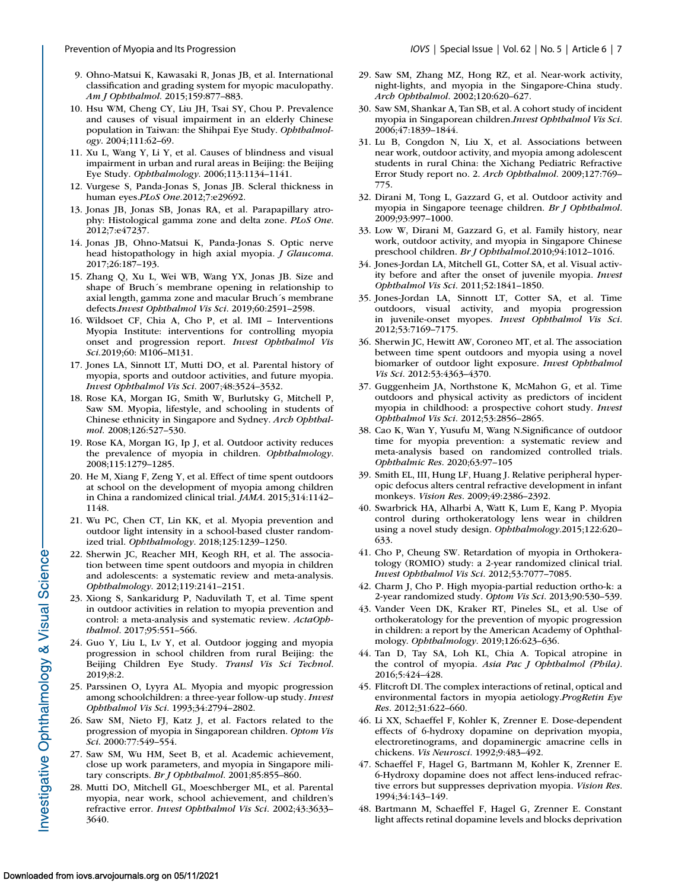9. Ohno-Matsui K, Kawasaki R, Jonas JB, et al. International classification and grading system for myopic maculopathy. *Am J Ophthalmol.* 2015;159:877–883.
10. Hsu WM, Cheng CY, Liu JH, Tsai SY, Chou P. Prevalence and causes of visual impairment in an elderly Chinese population in Taiwan: the Shihpai Eye Study. *Ophthalmology.* 2004;111:62–69.
11. Xu L, Wang Y, Li Y, et al. Causes of blindness and visual impairment in urban and rural areas in Beijing: the Beijing Eye Study. *Ophthalmology.* 2006;113:1134–1141.
12. Vurgese S, Panda-Jonas S, Jonas JB. Scleral thickness in human eyes.*PLoS One.*2012;7:e29692.
13. Jonas JB, Jonas SB, Jonas RA, et al. Parapapillary atrophy: Histological gamma zone and delta zone. *PLoS One.* 2012;7:e47237.
14. Jonas JB, Ohno-Matsui K, Panda-Jonas S. Optic nerve head histopathology in high axial myopia. *J Glaucoma.* 2017;26:187–193.
15. Zhang Q, Xu L, Wei WB, Wang YX, Jonas JB. Size and shape of Bruch´s membrane opening in relationship to axial length, gamma zone and macular Bruch´s membrane defects.*Invest Ophthalmol Vis Sci.* 2019;60:2591–2598.
16. Wildsoet CF, Chia A, Cho P, et al. IMI – Interventions Myopia Institute: interventions for controlling myopia onset and progression report. *Invest Ophthalmol Vis Sci.*2019;60: M106–M131.
17. Jones LA, Sinnott LT, Mutti DO, et al. Parental history of myopia, sports and outdoor activities, and future myopia. *Invest Ophthalmol Vis Sci.* 2007;48:3524–3532.
18. Rose KA, Morgan IG, Smith W, Burlutsky G, Mitchell P, Saw SM. Myopia, lifestyle, and schooling in students of Chinese ethnicity in Singapore and Sydney. *Arch Ophthalmol.* 2008;126:527–530.
19. Rose KA, Morgan IG, Ip J, et al. Outdoor activity reduces the prevalence of myopia in children. *Ophthalmology.* 2008;115:1279–1285.
20. He M, Xiang F, Zeng Y, et al. Effect of time spent outdoors at school on the development of myopia among children in China a randomized clinical trial. *JAMA.* 2015;314:1142–1148.
21. Wu PC, Chen CT, Lin KK, et al. Myopia prevention and outdoor light intensity in a school-based cluster randomized trial. *Ophthalmology.* 2018;125:1239–1250.
22. Sherwin JC, Reacher MH, Keogh RH, et al. The association between time spent outdoors and myopia in children and adolescents: a systematic review and meta-analysis. *Ophthalmology.* 2012;119:2141–2151.
23. Xiong S, Sankaridurg P, Naduvilath T, et al. Time spent in outdoor activities in relation to myopia prevention and control: a meta-analysis and systematic review. *ActaOphthalmol.* 2017;95:551–566.
24. Guo Y, Liu L, Lv Y, et al. Outdoor jogging and myopia progression in school children from rural Beijing: the Beijing Children Eye Study. *Transl Vis Sci Technol.* 2019;8:2.
25. Parssinen O, Lyyra AL. Myopia and myopic progression among schoolchildren: a three-year follow-up study. *Invest Ophthalmol Vis Sci.* 1993;34:2794–2802.
26. Saw SM, Nieto FJ, Katz J, et al. Factors related to the progression of myopia in Singaporean children. *Optom Vis Sci.* 2000:77:549–554.
27. Saw SM, Wu HM, Seet B, et al. Academic achievement, close up work parameters, and myopia in Singapore military conscripts. *Br J Ophthalmol.* 2001;85:855–860.
28. Mutti DO, Mitchell GL, Moeschberger ML, et al. Parental myopia, near work, school achievement, and children's refractive error. *Invest Ophthalmol Vis Sci.* 2002;43:3633–3640.
29. Saw SM, Zhang MZ, Hong RZ, et al. Near-work activity, night-lights, and myopia in the Singapore-China study. *Arch Ophthalmol.* 2002;120:620–627.
30. Saw SM, Shankar A, Tan SB, et al. A cohort study of incident myopia in Singaporean children.*Invest Ophthalmol Vis Sci.* 2006;47:1839–1844.
31. Lu B, Congdon N, Liu X, et al. Associations between near work, outdoor activity, and myopia among adolescent students in rural China: the Xichang Pediatric Refractive Error Study report no. 2. *Arch Ophthalmol.* 2009;127:769–775.
32. Dirani M, Tong L, Gazzard G, et al. Outdoor activity and myopia in Singapore teenage children. *Br J Ophthalmol.* 2009;93:997–1000.
33. Low W, Dirani M, Gazzard G, et al. Family history, near work, outdoor activity, and myopia in Singapore Chinese preschool children. *Br J Ophthalmol.*2010;94:1012–1016.
34. Jones-Jordan LA, Mitchell GL, Cotter SA, et al. Visual activity before and after the onset of juvenile myopia. *Invest Ophthalmol Vis Sci.* 2011;52:1841–1850.
35. Jones-Jordan LA, Sinnott LT, Cotter SA, et al. Time outdoors, visual activity, and myopia progression in juvenile-onset myopes. *Invest Ophthalmol Vis Sci.* 2012;53:7169–7175.
36. Sherwin JC, Hewitt AW, Coroneo MT, et al. The association between time spent outdoors and myopia using a novel biomarker of outdoor light exposure. *Invest Ophthalmol Vis Sci.* 2012:53:4363–4370.
37. Guggenheim JA, Northstone K, McMahon G, et al. Time outdoors and physical activity as predictors of incident myopia in childhood: a prospective cohort study. *Invest Ophthalmol Vis Sci.* 2012;53:2856–2865.
38. Cao K, Wan Y, Yusufu M, Wang N.Significance of outdoor time for myopia prevention: a systematic review and meta-analysis based on randomized controlled trials. *Ophthalmic Res.* 2020;63:97–105
39. Smith EL, III, Hung LF, Huang J. Relative peripheral hyperopic defocus alters central refractive development in infant monkeys. *Vision Res.* 2009;49:2386–2392.
40. Swarbrick HA, Alharbi A, Watt K, Lum E, Kang P. Myopia control during orthokeratology lens wear in children using a novel study design. *Ophthalmology.*2015;122:620–633.
41. Cho P, Cheung SW. Retardation of myopia in Orthokeratology (ROMIO) study: a 2-year randomized clinical trial. *Invest Ophthalmol Vis Sci.* 2012;53:7077–7085.
42. Charm J, Cho P. High myopia-partial reduction ortho-k: a 2-year randomized study. *Optom Vis Sci.* 2013;90:530–539.
43. Vander Veen DK, Kraker RT, Pineles SL, et al. Use of orthokeratology for the prevention of myopic progression in children: a report by the American Academy of Ophthalmology. *Ophthalmology.* 2019;126:623–636.
44. Tan D, Tay SA, Loh KL, Chia A. Topical atropine in the control of myopia. *Asia Pac J Ophthalmol (Phila).* 2016;5:424–428.
45. Flitcroft DI. The complex interactions of retinal, optical and environmental factors in myopia aetiology.*ProgRetin Eye Res.* 2012;31:622–660.
46. Li XX, Schaeffel F, Kohler K, Zrenner E. Dose-dependent effects of 6-hydroxy dopamine on deprivation myopia, electroretinograms, and dopaminergic amacrine cells in chickens. *Vis Neurosci.* 1992;9:483–492.
47. Schaeffel F, Hagel G, Bartmann M, Kohler K, Zrenner E. 6-Hydroxy dopamine does not affect lens-induced refractive errors but suppresses deprivation myopia. *Vision Res.* 1994;34:143–149.
48. Bartmann M, Schaeffel F, Hagel G, Zrenner E. Constant light affects retinal dopamine levels and blocks deprivation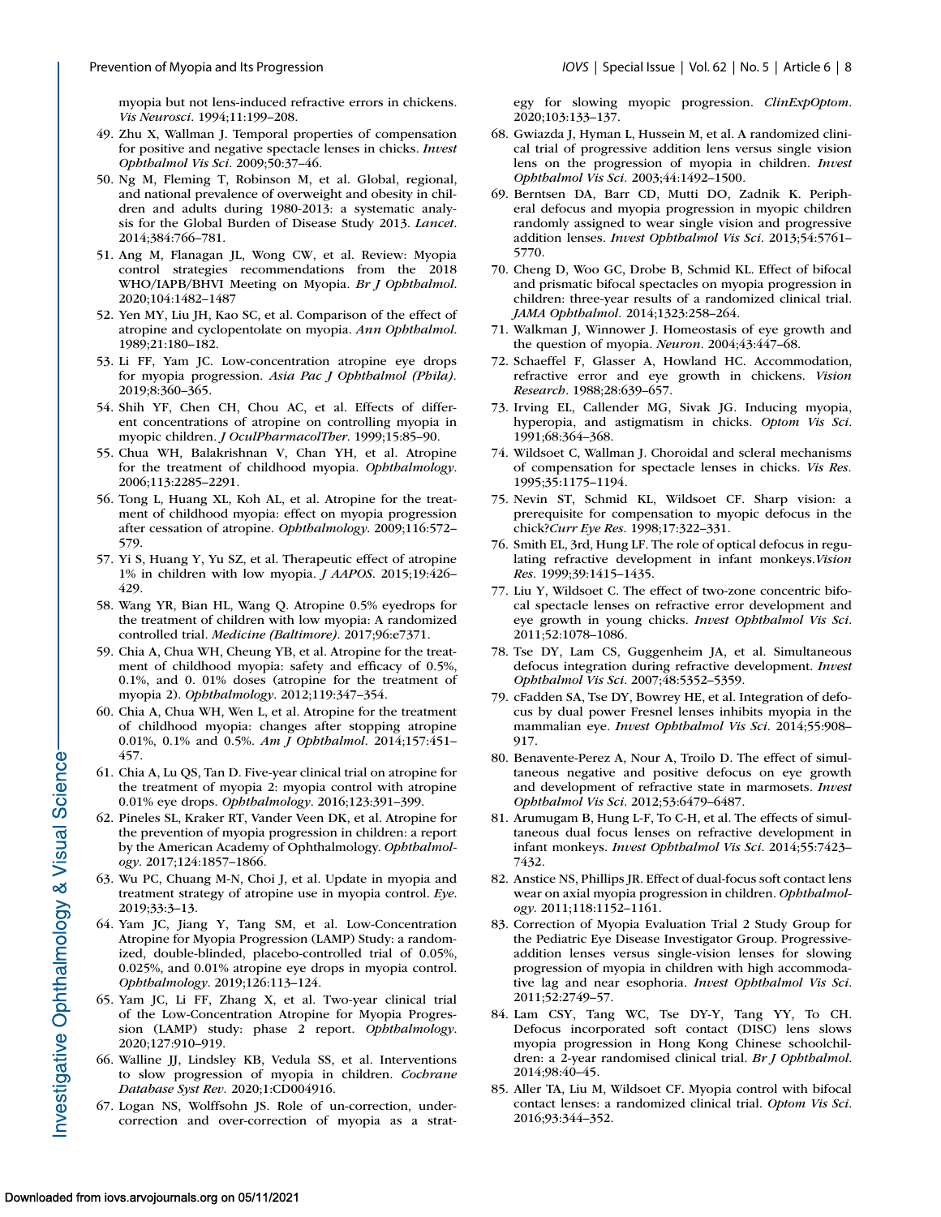myopia but not lens-induced refractive errors in chickens. *Vis Neurosci*. 1994;11:199–208.

49. Zhu X, Wallman J. Temporal properties of compensation for positive and negative spectacle lenses in chicks. *Invest Ophthalmol Vis Sci*. 2009;50:37–46.
50. Ng M, Fleming T, Robinson M, et al. Global, regional, and national prevalence of overweight and obesity in children and adults during 1980-2013: a systematic analysis for the Global Burden of Disease Study 2013. *Lancet*. 2014;384:766–781.
51. Ang M, Flanagan JL, Wong CW, et al. Review: Myopia control strategies recommendations from the 2018 WHO/IAPB/BHVI Meeting on Myopia. *Br J Ophthalmol*. 2020;104:1482–1487
52. Yen MY, Liu JH, Kao SC, et al. Comparison of the effect of atropine and cyclopentolate on myopia. *Ann Ophthalmol*. 1989;21:180–182.
53. Li FF, Yam JC. Low-concentration atropine eye drops for myopia progression. *Asia Pac J Ophthalmol (Phila)*. 2019;8:360–365.
54. Shih YF, Chen CH, Chou AC, et al. Effects of different concentrations of atropine on controlling myopia in myopic children. *J OculPharmacolTher*. 1999;15:85–90.
55. Chua WH, Balakrishnan V, Chan YH, et al. Atropine for the treatment of childhood myopia. *Ophthalmology*. 2006;113:2285–2291.
56. Tong L, Huang XL, Koh AL, et al. Atropine for the treatment of childhood myopia: effect on myopia progression after cessation of atropine. *Ophthalmology*. 2009;116:572–579.
57. Yi S, Huang Y, Yu SZ, et al. Therapeutic effect of atropine 1% in children with low myopia. *J AAPOS*. 2015;19:426–429.
58. Wang YR, Bian HL, Wang Q. Atropine 0.5% eyedrops for the treatment of children with low myopia: A randomized controlled trial. *Medicine (Baltimore)*. 2017;96:e7371.
59. Chia A, Chua WH, Cheung YB, et al. Atropine for the treatment of childhood myopia: safety and efficacy of 0.5%, 0.1%, and 0. 01% doses (atropine for the treatment of myopia 2). *Ophthalmology*. 2012;119:347–354.
60. Chia A, Chua WH, Wen L, et al. Atropine for the treatment of childhood myopia: changes after stopping atropine 0.01%, 0.1% and 0.5%. *Am J Ophthalmol*. 2014;157:451–457.
61. Chia A, Lu QS, Tan D. Five-year clinical trial on atropine for the treatment of myopia 2: myopia control with atropine 0.01% eye drops. *Ophthalmology*. 2016;123:391–399.
62. Pineles SL, Kraker RT, Vander Veen DK, et al. Atropine for the prevention of myopia progression in children: a report by the American Academy of Ophthalmology. *Ophthalmology*. 2017;124:1857–1866.
63. Wu PC, Chuang M-N, Choi J, et al. Update in myopia and treatment strategy of atropine use in myopia control. *Eye*. 2019;33:3–13.
64. Yam JC, Jiang Y, Tang SM, et al. Low-Concentration Atropine for Myopia Progression (LAMP) Study: a randomized, double-blinded, placebo-controlled trial of 0.05%, 0.025%, and 0.01% atropine eye drops in myopia control. *Ophthalmology*. 2019;126:113–124.
65. Yam JC, Li FF, Zhang X, et al. Two-year clinical trial of the Low-Concentration Atropine for Myopia Progression (LAMP) study: phase 2 report. *Ophthalmology*. 2020;127:910–919.
66. Walline JJ, Lindsley KB, Vedula SS, et al. Interventions to slow progression of myopia in children. *Cochrane Database Syst Rev*. 2020;1:CD004916.
67. Logan NS, Wolffsohn JS. Role of un-correction, under-correction and over-correction of myopia as a strategy for slowing myopic progression. *ClinExpOptom*. 2020;103:133–137.
68. Gwiazda J, Hyman L, Hussein M, et al. A randomized clinical trial of progressive addition lens versus single vision lens on the progression of myopia in children. *Invest Ophthalmol Vis Sci*. 2003;44:1492–1500.
69. Berntsen DA, Barr CD, Mutti DO, Zadnik K. Peripheral defocus and myopia progression in myopic children randomly assigned to wear single vision and progressive addition lenses. *Invest Ophthalmol Vis Sci*. 2013;54:5761–5770.
70. Cheng D, Woo GC, Drobe B, Schmid KL. Effect of bifocal and prismatic bifocal spectacles on myopia progression in children: three-year results of a randomized clinical trial. *JAMA Ophthalmol*. 2014;1323:258–264.
71. Walkman J, Winnower J. Homeostasis of eye growth and the question of myopia. *Neuron*. 2004;43:447–68.
72. Schaeffel F, Glasser A, Howland HC. Accommodation, refractive error and eye growth in chickens. *Vision Research*. 1988;28:639–657.
73. Irving EL, Callender MG, Sivak JG. Inducing myopia, hyperopia, and astigmatism in chicks. *Optom Vis Sci*. 1991;68:364–368.
74. Wildsoet C, Wallman J. Choroidal and scleral mechanisms of compensation for spectacle lenses in chicks. *Vis Res*. 1995;35:1175–1194.
75. Nevin ST, Schmid KL, Wildsoet CF. Sharp vision: a prerequisite for compensation to myopic defocus in the chick?*Curr Eye Res*. 1998;17:322–331.
76. Smith EL, 3rd, Hung LF. The role of optical defocus in regulating refractive development in infant monkeys.*Vision Res*. 1999;39:1415–1435.
77. Liu Y, Wildsoet C. The effect of two-zone concentric bifocal spectacle lenses on refractive error development and eye growth in young chicks. *Invest Ophthalmol Vis Sci*. 2011;52:1078–1086.
78. Tse DY, Lam CS, Guggenheim JA, et al. Simultaneous defocus integration during refractive development. *Invest Ophthalmol Vis Sci*. 2007;48:5352–5359.
79. cFadden SA, Tse DY, Bowrey HE, et al. Integration of defocus by dual power Fresnel lenses inhibits myopia in the mammalian eye. *Invest Ophthalmol Vis Sci*. 2014;55:908–917.
80. Benavente-Perez A, Nour A, Troilo D. The effect of simultaneous negative and positive defocus on eye growth and development of refractive state in marmosets. *Invest Ophthalmol Vis Sci*. 2012;53:6479–6487.
81. Arumugam B, Hung L-F, To C-H, et al. The effects of simultaneous dual focus lenses on refractive development in infant monkeys. *Invest Ophthalmol Vis Sci*. 2014;55:7423–7432.
82. Anstice NS, Phillips JR. Effect of dual-focus soft contact lens wear on axial myopia progression in children. *Ophthalmology*. 2011;118:1152–1161.
83. Correction of Myopia Evaluation Trial 2 Study Group for the Pediatric Eye Disease Investigator Group. Progressive-addition lenses versus single-vision lenses for slowing progression of myopia in children with high accommodative lag and near esophoria. *Invest Ophthalmol Vis Sci*. 2011;52:2749–57.
84. Lam CSY, Tang WC, Tse DY-Y, Tang YY, To CH. Defocus incorporated soft contact (DISC) lens slows myopia progression in Hong Kong Chinese schoolchildren: a 2-year randomised clinical trial. *Br J Ophthalmol*. 2014;98:40–45.
85. Aller TA, Liu M, Wildsoet CF. Myopia control with bifocal contact lenses: a randomized clinical trial. *Optom Vis Sci*. 2016;93:344–352.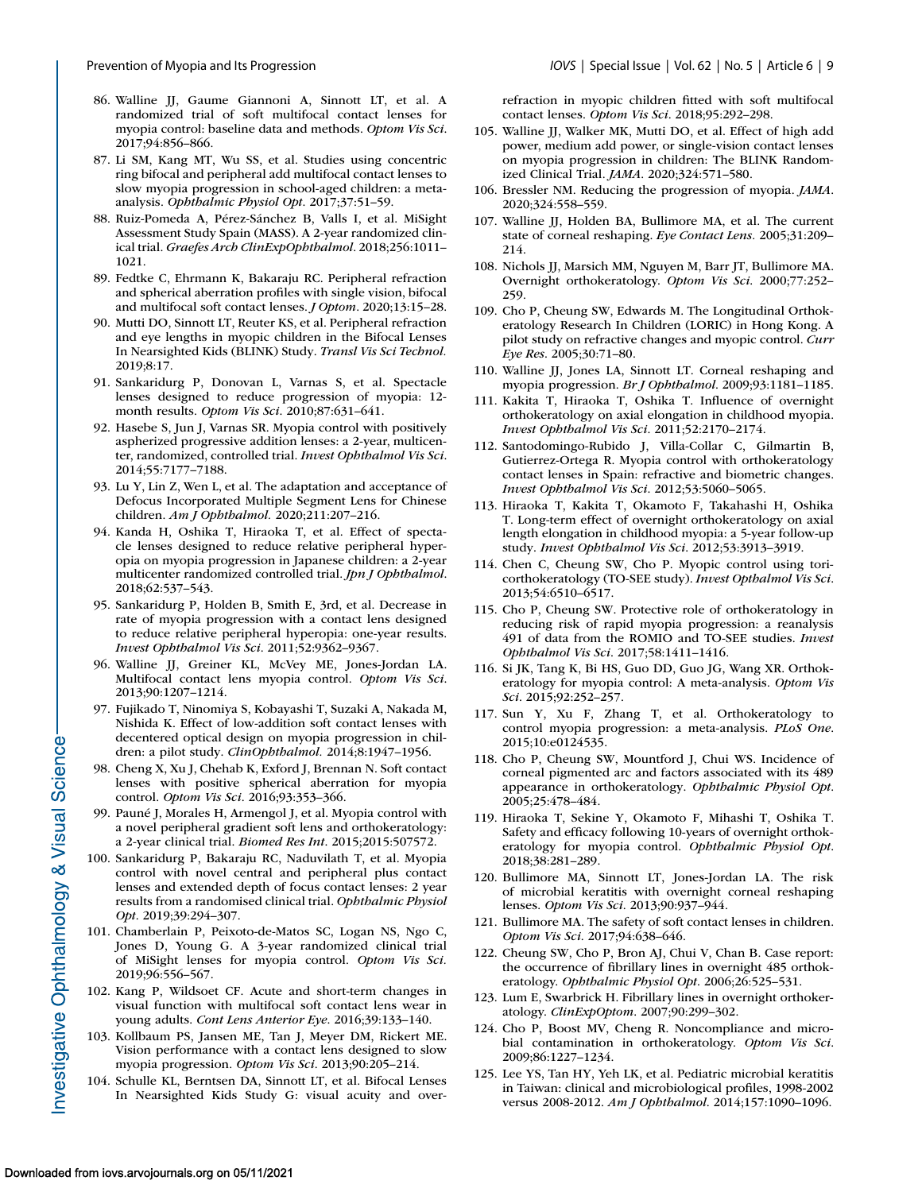86. Walline JJ, Gaume Giannoni A, Sinnott LT, et al. A randomized trial of soft multifocal contact lenses for myopia control: baseline data and methods. *Optom Vis Sci*. 2017;94:856–866.
87. Li SM, Kang MT, Wu SS, et al. Studies using concentric ring bifocal and peripheral add multifocal contact lenses to slow myopia progression in school-aged children: a meta-analysis. *Ophthalmic Physiol Opt*. 2017;37:51–59.
88. Ruiz-Pomeda A, Pérez-Sánchez B, Valls I, et al. MiSight Assessment Study Spain (MASS). A 2-year randomized clinical trial. *Graefes Arch ClinExpOphthalmol*. 2018;256:1011–1021.
89. Fedtke C, Ehrmann K, Bakaraju RC. Peripheral refraction and spherical aberration profiles with single vision, bifocal and multifocal soft contact lenses. *J Optom*. 2020;13:15–28.
90. Mutti DO, Sinnott LT, Reuter KS, et al. Peripheral refraction and eye lengths in myopic children in the Bifocal Lenses In Nearsighted Kids (BLINK) Study. *Transl Vis Sci Technol*. 2019;8:17.
91. Sankaridurg P, Donovan L, Varnas S, et al. Spectacle lenses designed to reduce progression of myopia: 12-month results. *Optom Vis Sci*. 2010;87:631–641.
92. Hasebe S, Jun J, Varnas SR. Myopia control with positively aspherized progressive addition lenses: a 2-year, multicenter, randomized, controlled trial. *Invest Ophthalmol Vis Sci*. 2014;55:7177–7188.
93. Lu Y, Lin Z, Wen L, et al. The adaptation and acceptance of Defocus Incorporated Multiple Segment Lens for Chinese children. *Am J Ophthalmol*. 2020;211:207–216.
94. Kanda H, Oshika T, Hiraoka T, et al. Effect of spectacle lenses designed to reduce relative peripheral hyperopia on myopia progression in Japanese children: a 2-year multicenter randomized controlled trial. *Jpn J Ophthalmol*. 2018;62:537–543.
95. Sankaridurg P, Holden B, Smith E, 3rd, et al. Decrease in rate of myopia progression with a contact lens designed to reduce relative peripheral hyperopia: one-year results. *Invest Ophthalmol Vis Sci*. 2011;52:9362–9367.
96. Walline JJ, Greiner KL, McVey ME, Jones-Jordan LA. Multifocal contact lens myopia control. *Optom Vis Sci*. 2013;90:1207–1214.
97. Fujikado T, Ninomiya S, Kobayashi T, Suzaki A, Nakada M, Nishida K. Effect of low-addition soft contact lenses with decentered optical design on myopia progression in children: a pilot study. *ClinOphthalmol*. 2014;8:1947–1956.
98. Cheng X, Xu J, Chehab K, Exford J, Brennan N. Soft contact lenses with positive spherical aberration for myopia control. *Optom Vis Sci*. 2016;93:353–366.
99. Pauné J, Morales H, Armengol J, et al. Myopia control with a novel peripheral gradient soft lens and orthokeratology: a 2-year clinical trial. *Biomed Res Int*. 2015;2015:507572.
100. Sankaridurg P, Bakaraju RC, Naduvilath T, et al. Myopia control with novel central and peripheral plus contact lenses and extended depth of focus contact lenses: 2 year results from a randomised clinical trial. *Ophthalmic Physiol Opt*. 2019;39:294–307.
101. Chamberlain P, Peixoto-de-Matos SC, Logan NS, Ngo C, Jones D, Young G. A 3-year randomized clinical trial of MiSight lenses for myopia control. *Optom Vis Sci*. 2019;96:556–567.
102. Kang P, Wildsoet CF. Acute and short-term changes in visual function with multifocal soft contact lens wear in young adults. *Cont Lens Anterior Eye*. 2016;39:133–140.
103. Kollbaum PS, Jansen ME, Tan J, Meyer DM, Rickert ME. Vision performance with a contact lens designed to slow myopia progression. *Optom Vis Sci*. 2013;90:205–214.
104. Schulle KL, Berntsen DA, Sinnott LT, et al. Bifocal Lenses In Nearsighted Kids Study G: visual acuity and over-refraction in myopic children fitted with soft multifocal contact lenses. *Optom Vis Sci*. 2018;95:292–298.
105. Walline JJ, Walker MK, Mutti DO, et al. Effect of high add power, medium add power, or single-vision contact lenses on myopia progression in children: The BLINK Randomized Clinical Trial. *JAMA*. 2020;324:571–580.
106. Bressler NM. Reducing the progression of myopia. *JAMA*. 2020;324:558–559.
107. Walline JJ, Holden BA, Bullimore MA, et al. The current state of corneal reshaping. *Eye Contact Lens*. 2005;31:209–214.
108. Nichols JJ, Marsich MM, Nguyen M, Barr JT, Bullimore MA. Overnight orthokeratology. *Optom Vis Sci*. 2000;77:252–259.
109. Cho P, Cheung SW, Edwards M. The Longitudinal Orthokeratology Research In Children (LORIC) in Hong Kong. A pilot study on refractive changes and myopic control. *Curr Eye Res*. 2005;30:71–80.
110. Walline JJ, Jones LA, Sinnott LT. Corneal reshaping and myopia progression. *Br J Ophthalmol*. 2009;93:1181–1185.
111. Kakita T, Hiraoka T, Oshika T. Influence of overnight orthokeratology on axial elongation in childhood myopia. *Invest Ophthalmol Vis Sci*. 2011;52:2170–2174.
112. Santodomingo-Rubido J, Villa-Collar C, Gilmartin B, Gutierrez-Ortega R. Myopia control with orthokeratology contact lenses in Spain: refractive and biometric changes. *Invest Ophthalmol Vis Sci*. 2012;53:5060–5065.
113. Hiraoka T, Kakita T, Okamoto F, Takahashi H, Oshika T. Long-term effect of overnight orthokeratology on axial length elongation in childhood myopia: a 5-year follow-up study. *Invest Ophthalmol Vis Sci*. 2012;53:3913–3919.
114. Chen C, Cheung SW, Cho P. Myopic control using toricorthokeratology (TO-SEE study). *Invest Opthalmol Vis Sci*. 2013;54:6510–6517.
115. Cho P, Cheung SW. Protective role of orthokeratology in reducing risk of rapid myopia progression: a reanalysis 491 of data from the ROMIO and TO-SEE studies. *Invest Ophthalmol Vis Sci*. 2017;58:1411–1416.
116. Si JK, Tang K, Bi HS, Guo DD, Guo JG, Wang XR. Orthokeratology for myopia control: A meta-analysis. *Optom Vis Sci*. 2015;92:252–257.
117. Sun Y, Xu F, Zhang T, et al. Orthokeratology to control myopia progression: a meta-analysis. *PLoS One*. 2015;10:e0124535.
118. Cho P, Cheung SW, Mountford J, Chui WS. Incidence of corneal pigmented arc and factors associated with its 489 appearance in orthokeratology. *Ophthalmic Physiol Opt*. 2005;25:478–484.
119. Hiraoka T, Sekine Y, Okamoto F, Mihashi T, Oshika T. Safety and efficacy following 10-years of overnight orthokeratology for myopia control. *Ophthalmic Physiol Opt*. 2018;38:281–289.
120. Bullimore MA, Sinnott LT, Jones-Jordan LA. The risk of microbial keratitis with overnight corneal reshaping lenses. *Optom Vis Sci*. 2013;90:937–944.
121. Bullimore MA. The safety of soft contact lenses in children. *Optom Vis Sci*. 2017;94:638–646.
122. Cheung SW, Cho P, Bron AJ, Chui V, Chan B. Case report: the occurrence of fibrillary lines in overnight 485 orthokeratology. *Ophthalmic Physiol Opt*. 2006;26:525–531.
123. Lum E, Swarbrick H. Fibrillary lines in overnight orthokeratology. *ClinExpOptom*. 2007;90:299–302.
124. Cho P, Boost MV, Cheng R. Noncompliance and microbial contamination in orthokeratology. *Optom Vis Sci*. 2009;86:1227–1234.
125. Lee YS, Tan HY, Yeh LK, et al. Pediatric microbial keratitis in Taiwan: clinical and microbiological profiles, 1998-2002 versus 2008-2012. *Am J Ophthalmol*. 2014;157:1090–1096.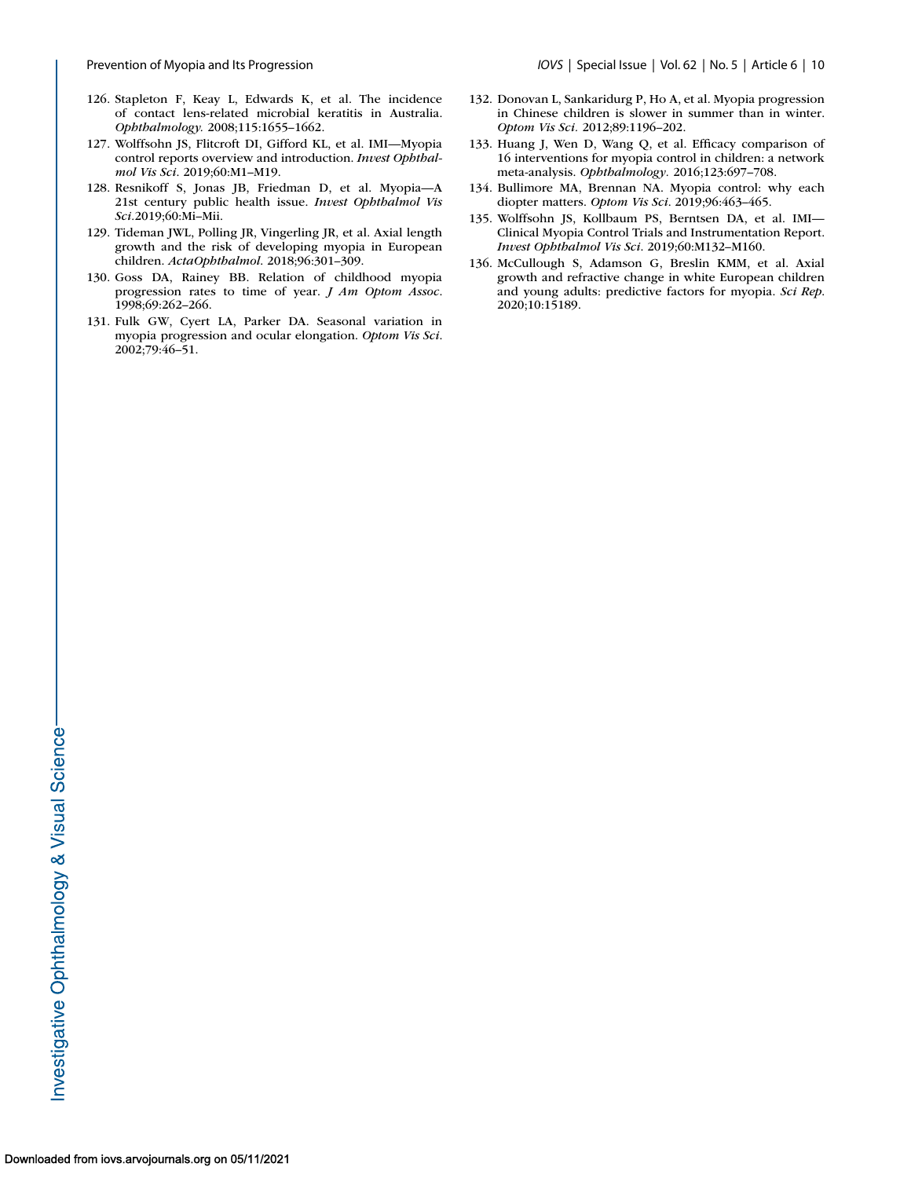126. Stapleton F, Keay L, Edwards K, et al. The incidence of contact lens-related microbial keratitis in Australia. *Ophthalmology.* 2008;115:1655–1662.
127. Wolffsohn JS, Flitcroft DI, Gifford KL, et al. IMI—Myopia control reports overview and introduction. *Invest Ophthalmol Vis Sci*. 2019;60:M1–M19.
128. Resnikoff S, Jonas JB, Friedman D, et al. Myopia—A 21st century public health issue. *Invest Ophthalmol Vis Sci*.2019;60:Mi–Mii.
129. Tideman JWL, Polling JR, Vingerling JR, et al. Axial length growth and the risk of developing myopia in European children. *ActaOphthalmol*. 2018;96:301–309.
130. Goss DA, Rainey BB. Relation of childhood myopia progression rates to time of year. *J Am Optom Assoc*. 1998;69:262–266.
131. Fulk GW, Cyert LA, Parker DA. Seasonal variation in myopia progression and ocular elongation. *Optom Vis Sci*. 2002;79:46–51.
132. Donovan L, Sankaridurg P, Ho A, et al. Myopia progression in Chinese children is slower in summer than in winter. *Optom Vis Sci.* 2012;89:1196–202.
133. Huang J, Wen D, Wang Q, et al. Efficacy comparison of 16 interventions for myopia control in children: a network meta-analysis. *Ophthalmology*. 2016;123:697–708.
134. Bullimore MA, Brennan NA. Myopia control: why each diopter matters. *Optom Vis Sci*. 2019;96:463–465.
135. Wolffsohn JS, Kollbaum PS, Berntsen DA, et al. IMI—Clinical Myopia Control Trials and Instrumentation Report. *Invest Ophthalmol Vis Sci*. 2019;60:M132–M160.
136. McCullough S, Adamson G, Breslin KMM, et al. Axial growth and refractive change in white European children and young adults: predictive factors for myopia. *Sci Rep*. 2020;10:15189.